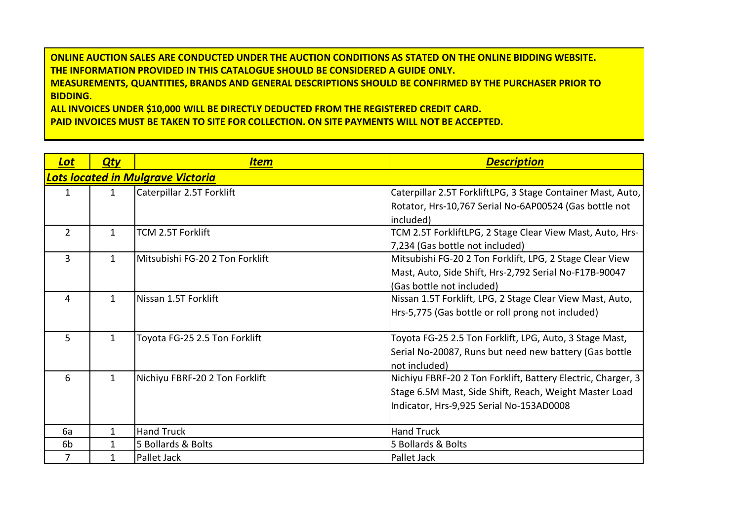**ONLINE AUCTION SALES ARE CONDUCTED UNDER THE AUCTION CONDITIONS AS STATED ON THE ONLINE BIDDING WEBSITE.**
**THE INFORMATION PROVIDED IN THIS CATALOGUE SHOULD BE CONSIDERED A GUIDE ONLY.**
**MEASUREMENTS, QUANTITIES, BRANDS AND GENERAL DESCRIPTIONS SHOULD BE CONFIRMED BY THE PURCHASER PRIOR TO BIDDING.**
**ALL INVOICES UNDER $10,000 WILL BE DIRECTLY DEDUCTED FROM THE REGISTERED CREDIT CARD.**
**PAID INVOICES MUST BE TAKEN TO SITE FOR COLLECTION. ON SITE PAYMENTS WILL NOT BE ACCEPTED.**

| Lot | Qty | Item | Description |
|---|---|---|---|
| **Lots located in Mulgrave Victoria** | | | |
| 1 | 1 | Caterpillar 2.5T Forklift | Caterpillar 2.5T ForkliftLPG, 3 Stage Container Mast, Auto, Rotator, Hrs-10,767 Serial No-6AP00524 (Gas bottle not included) |
| 2 | 1 | TCM 2.5T Forklift | TCM 2.5T ForkliftLPG, 2 Stage Clear View Mast, Auto, Hrs-7,234 (Gas bottle not included) |
| 3 | 1 | Mitsubishi FG-20 2 Ton Forklift | Mitsubishi FG-20 2 Ton Forklift, LPG, 2 Stage Clear View Mast, Auto, Side Shift, Hrs-2,792 Serial No-F17B-90047 (Gas bottle not included) |
| 4 | 1 | Nissan 1.5T Forklift | Nissan 1.5T Forklift, LPG, 2 Stage Clear View Mast, Auto, Hrs-5,775 (Gas bottle or roll prong not included) |
| 5 | 1 | Toyota FG-25 2.5 Ton Forklift | Toyota FG-25 2.5 Ton Forklift, LPG, Auto, 3 Stage Mast, Serial No-20087, Runs but need new battery (Gas bottle not included) |
| 6 | 1 | Nichiyu FBRF-20 2 Ton Forklift | Nichiyu FBRF-20 2 Ton Forklift, Battery Electric, Charger, 3 Stage 6.5M Mast, Side Shift, Reach, Weight Master Load Indicator, Hrs-9,925 Serial No-153AD0008 |
| 6a | 1 | Hand Truck | Hand Truck |
| 6b | 1 | 5 Bollards & Bolts | 5 Bollards & Bolts |
| 7 | 1 | Pallet Jack | Pallet Jack |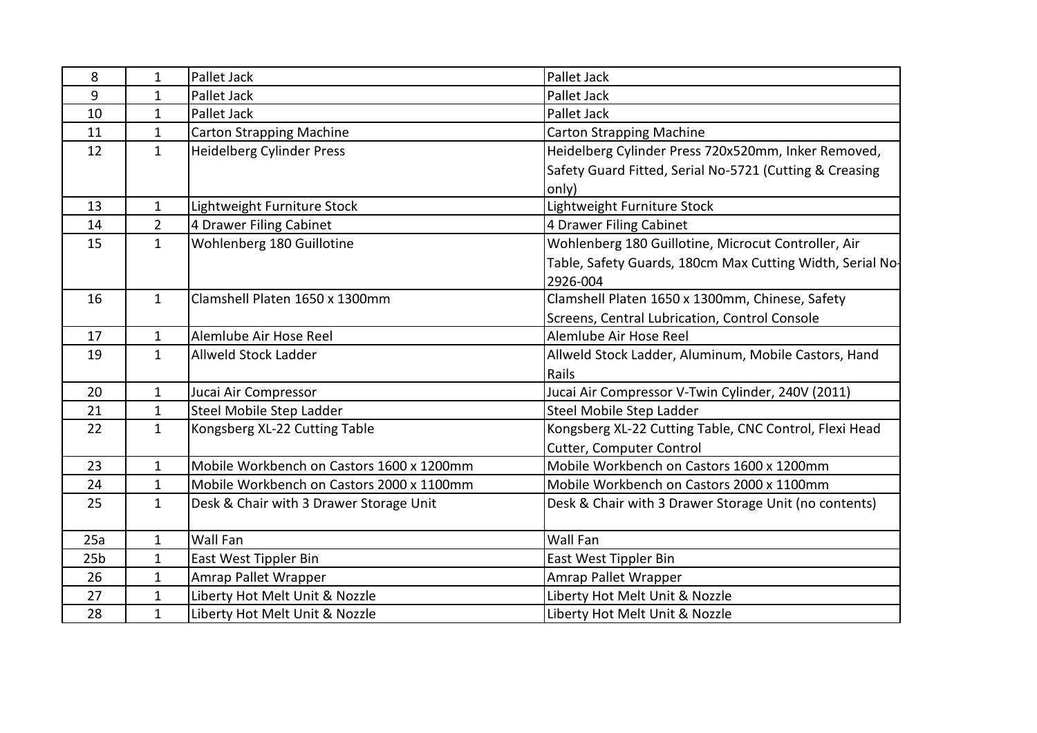| | | | |
|---|---|---|---|
| 8 | 1 | Pallet Jack | Pallet Jack |
| 9 | 1 | Pallet Jack | Pallet Jack |
| 10 | 1 | Pallet Jack | Pallet Jack |
| 11 | 1 | Carton Strapping Machine | Carton Strapping Machine |
| 12 | 1 | Heidelberg Cylinder Press | Heidelberg Cylinder Press 720x520mm, Inker Removed, Safety Guard Fitted, Serial No-5721 (Cutting & Creasing only) |
| 13 | 1 | Lightweight Furniture Stock | Lightweight Furniture Stock |
| 14 | 2 | 4 Drawer Filing Cabinet | 4 Drawer Filing Cabinet |
| 15 | 1 | Wohlenberg 180 Guillotine | Wohlenberg 180 Guillotine, Microcut Controller, Air Table, Safety Guards, 180cm Max Cutting Width, Serial No-2926-004 |
| 16 | 1 | Clamshell Platen 1650 x 1300mm | Clamshell Platen 1650 x 1300mm, Chinese, Safety Screens, Central Lubrication, Control Console |
| 17 | 1 | Alemlube Air Hose Reel | Alemlube Air Hose Reel |
| 19 | 1 | Allweld Stock Ladder | Allweld Stock Ladder, Aluminum, Mobile Castors, Hand Rails |
| 20 | 1 | Jucai Air Compressor | Jucai Air Compressor V-Twin Cylinder, 240V (2011) |
| 21 | 1 | Steel Mobile Step Ladder | Steel Mobile Step Ladder |
| 22 | 1 | Kongsberg XL-22 Cutting Table | Kongsberg XL-22 Cutting Table, CNC Control, Flexi Head Cutter, Computer Control |
| 23 | 1 | Mobile Workbench on Castors 1600 x 1200mm | Mobile Workbench on Castors 1600 x 1200mm |
| 24 | 1 | Mobile Workbench on Castors 2000 x 1100mm | Mobile Workbench on Castors 2000 x 1100mm |
| 25 | 1 | Desk & Chair with 3 Drawer Storage Unit | Desk & Chair with 3 Drawer Storage Unit (no contents) |
| 25a | 1 | Wall Fan | Wall Fan |
| 25b | 1 | East West Tippler Bin | East West Tippler Bin |
| 26 | 1 | Amrap Pallet Wrapper | Amrap Pallet Wrapper |
| 27 | 1 | Liberty Hot Melt Unit & Nozzle | Liberty Hot Melt Unit & Nozzle |
| 28 | 1 | Liberty Hot Melt Unit & Nozzle | Liberty Hot Melt Unit & Nozzle |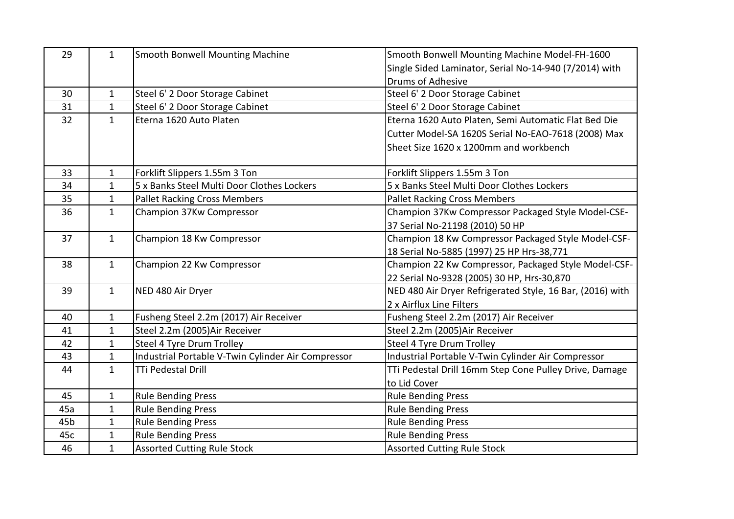| 29 | 1 | Smooth Bonwell Mounting Machine | Smooth Bonwell Mounting Machine Model-FH-1600 Single Sided Laminator, Serial No-14-940 (7/2014) with Drums of Adhesive |
|---|---|---|---|
| 30 | 1 | Steel 6' 2 Door Storage Cabinet | Steel 6' 2 Door Storage Cabinet |
| 31 | 1 | Steel 6' 2 Door Storage Cabinet | Steel 6' 2 Door Storage Cabinet |
| 32 | 1 | Eterna 1620 Auto Platen | Eterna 1620 Auto Platen, Semi Automatic Flat Bed Die Cutter Model-SA 1620S Serial No-EAO-7618 (2008) Max Sheet Size 1620 x 1200mm and workbench |
| 33 | 1 | Forklift Slippers 1.55m 3 Ton | Forklift Slippers 1.55m 3 Ton |
| 34 | 1 | 5 x Banks Steel Multi Door Clothes Lockers | 5 x Banks Steel Multi Door Clothes Lockers |
| 35 | 1 | Pallet Racking Cross Members | Pallet Racking Cross Members |
| 36 | 1 | Champion 37Kw Compressor | Champion 37Kw Compressor Packaged Style Model-CSE-37 Serial No-21198 (2010) 50 HP |
| 37 | 1 | Champion 18 Kw Compressor | Champion 18 Kw Compressor Packaged Style Model-CSF-18 Serial No-5885 (1997) 25 HP Hrs-38,771 |
| 38 | 1 | Champion 22 Kw Compressor | Champion 22 Kw Compressor, Packaged Style Model-CSF-22 Serial No-9328 (2005) 30 HP, Hrs-30,870 |
| 39 | 1 | NED 480 Air Dryer | NED 480 Air Dryer Refrigerated Style, 16 Bar, (2016) with 2 x Airflux Line Filters |
| 40 | 1 | Fusheng Steel 2.2m (2017) Air Receiver | Fusheng Steel 2.2m (2017) Air Receiver |
| 41 | 1 | Steel 2.2m (2005)Air Receiver | Steel 2.2m (2005)Air Receiver |
| 42 | 1 | Steel 4 Tyre Drum Trolley | Steel 4 Tyre Drum Trolley |
| 43 | 1 | Industrial Portable V-Twin Cylinder Air Compressor | Industrial Portable V-Twin Cylinder Air Compressor |
| 44 | 1 | TTi Pedestal Drill | TTi Pedestal Drill 16mm Step Cone Pulley Drive, Damage to Lid Cover |
| 45 | 1 | Rule Bending Press | Rule Bending Press |
| 45a | 1 | Rule Bending Press | Rule Bending Press |
| 45b | 1 | Rule Bending Press | Rule Bending Press |
| 45c | 1 | Rule Bending Press | Rule Bending Press |
| 46 | 1 | Assorted Cutting Rule Stock | Assorted Cutting Rule Stock |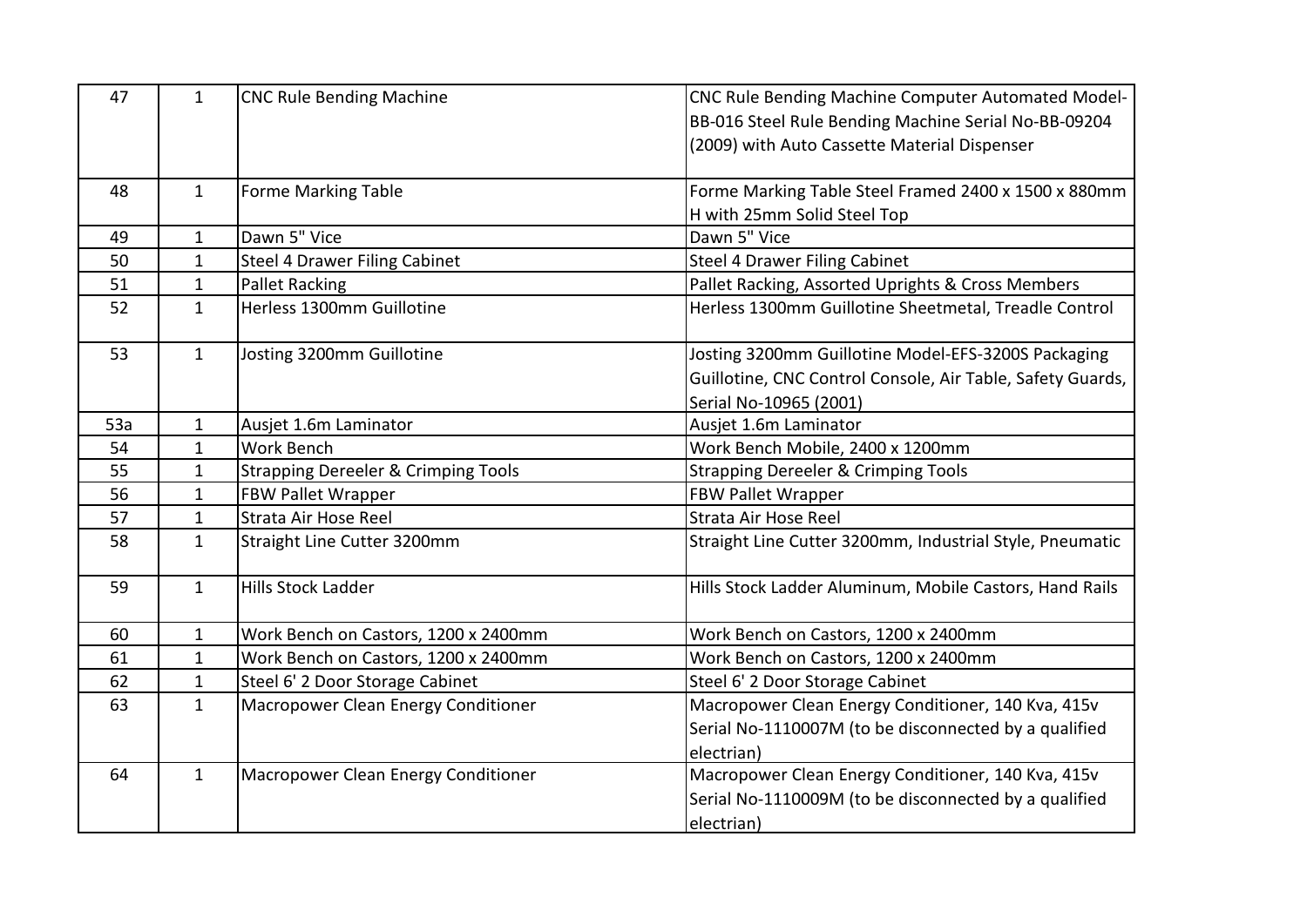| 47 | 1 | CNC Rule Bending Machine | CNC Rule Bending Machine Computer Automated Model-BB-016 Steel Rule Bending Machine Serial No-BB-09204 (2009) with Auto Cassette Material Dispenser |
|---|---|---|---|
| 48 | 1 | Forme Marking Table | Forme Marking Table Steel Framed 2400 x 1500 x 880mm H with 25mm Solid Steel Top |
| 49 | 1 | Dawn 5" Vice | Dawn 5" Vice |
| 50 | 1 | Steel 4 Drawer Filing Cabinet | Steel 4 Drawer Filing Cabinet |
| 51 | 1 | Pallet Racking | Pallet Racking, Assorted Uprights & Cross Members |
| 52 | 1 | Herless 1300mm Guillotine | Herless 1300mm Guillotine Sheetmetal, Treadle Control |
| 53 | 1 | Josting 3200mm Guillotine | Josting 3200mm Guillotine Model-EFS-3200S Packaging Guillotine, CNC Control Console, Air Table, Safety Guards, Serial No-10965 (2001) |
| 53a | 1 | Ausjet 1.6m Laminator | Ausjet 1.6m Laminator |
| 54 | 1 | Work Bench | Work Bench Mobile, 2400 x 1200mm |
| 55 | 1 | Strapping Dereeler & Crimping Tools | Strapping Dereeler & Crimping Tools |
| 56 | 1 | FBW Pallet Wrapper | FBW Pallet Wrapper |
| 57 | 1 | Strata Air Hose Reel | Strata Air Hose Reel |
| 58 | 1 | Straight Line Cutter 3200mm | Straight Line Cutter 3200mm, Industrial Style, Pneumatic |
| 59 | 1 | Hills Stock Ladder | Hills Stock Ladder Aluminum, Mobile Castors, Hand Rails |
| 60 | 1 | Work Bench on Castors, 1200 x 2400mm | Work Bench on Castors, 1200 x 2400mm |
| 61 | 1 | Work Bench on Castors, 1200 x 2400mm | Work Bench on Castors, 1200 x 2400mm |
| 62 | 1 | Steel 6' 2 Door Storage Cabinet | Steel 6' 2 Door Storage Cabinet |
| 63 | 1 | Macropower Clean Energy Conditioner | Macropower Clean Energy Conditioner, 140 Kva, 415v Serial No-1110007M (to be disconnected by a qualified electrian) |
| 64 | 1 | Macropower Clean Energy Conditioner | Macropower Clean Energy Conditioner, 140 Kva, 415v Serial No-1110009M (to be disconnected by a qualified electrian) |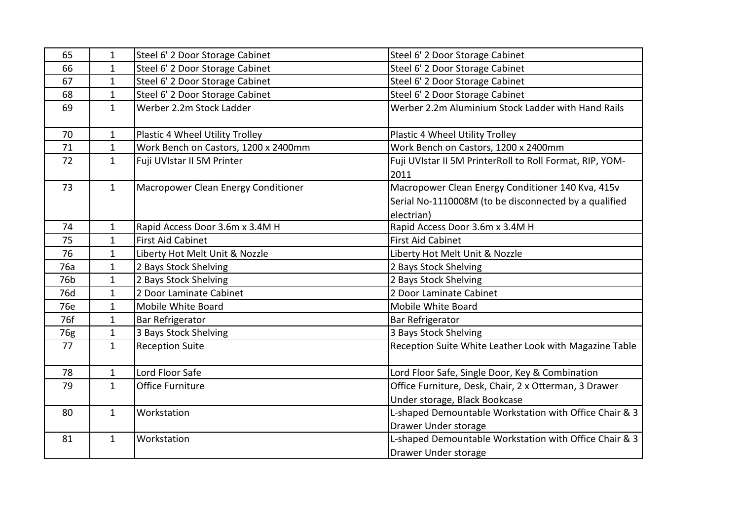| 65 | 1 | Steel 6' 2 Door Storage Cabinet | Steel 6' 2 Door Storage Cabinet |
|---|---|---|---|
| 66 | 1 | Steel 6' 2 Door Storage Cabinet | Steel 6' 2 Door Storage Cabinet |
| 67 | 1 | Steel 6' 2 Door Storage Cabinet | Steel 6' 2 Door Storage Cabinet |
| 68 | 1 | Steel 6' 2 Door Storage Cabinet | Steel 6' 2 Door Storage Cabinet |
| 69 | 1 | Werber 2.2m Stock Ladder | Werber 2.2m Aluminium Stock Ladder with Hand Rails |
| 70 | 1 | Plastic 4 Wheel Utility Trolley | Plastic 4 Wheel Utility Trolley |
| 71 | 1 | Work Bench on Castors, 1200 x 2400mm | Work Bench on Castors, 1200 x 2400mm |
| 72 | 1 | Fuji UVIstar II 5M Printer | Fuji UVIstar II 5M PrinterRoll to Roll Format, RIP, YOM-2011 |
| 73 | 1 | Macropower Clean Energy Conditioner | Macropower Clean Energy Conditioner 140 Kva, 415v Serial No-1110008M (to be disconnected by a qualified electrian) |
| 74 | 1 | Rapid Access Door 3.6m x 3.4M H | Rapid Access Door 3.6m x 3.4M H |
| 75 | 1 | First Aid Cabinet | First Aid Cabinet |
| 76 | 1 | Liberty Hot Melt Unit & Nozzle | Liberty Hot Melt Unit & Nozzle |
| 76a | 1 | 2 Bays Stock Shelving | 2 Bays Stock Shelving |
| 76b | 1 | 2 Bays Stock Shelving | 2 Bays Stock Shelving |
| 76d | 1 | 2 Door Laminate Cabinet | 2 Door Laminate Cabinet |
| 76e | 1 | Mobile White Board | Mobile White Board |
| 76f | 1 | Bar Refrigerator | Bar Refrigerator |
| 76g | 1 | 3 Bays Stock Shelving | 3 Bays Stock Shelving |
| 77 | 1 | Reception Suite | Reception Suite White Leather Look with Magazine Table |
| 78 | 1 | Lord Floor Safe | Lord Floor Safe, Single Door, Key & Combination |
| 79 | 1 | Office Furniture | Office Furniture, Desk, Chair, 2 x Otterman, 3 Drawer Under storage, Black Bookcase |
| 80 | 1 | Workstation | L-shaped Demountable Workstation with Office Chair & 3 Drawer Under storage |
| 81 | 1 | Workstation | L-shaped Demountable Workstation with Office Chair & 3 Drawer Under storage |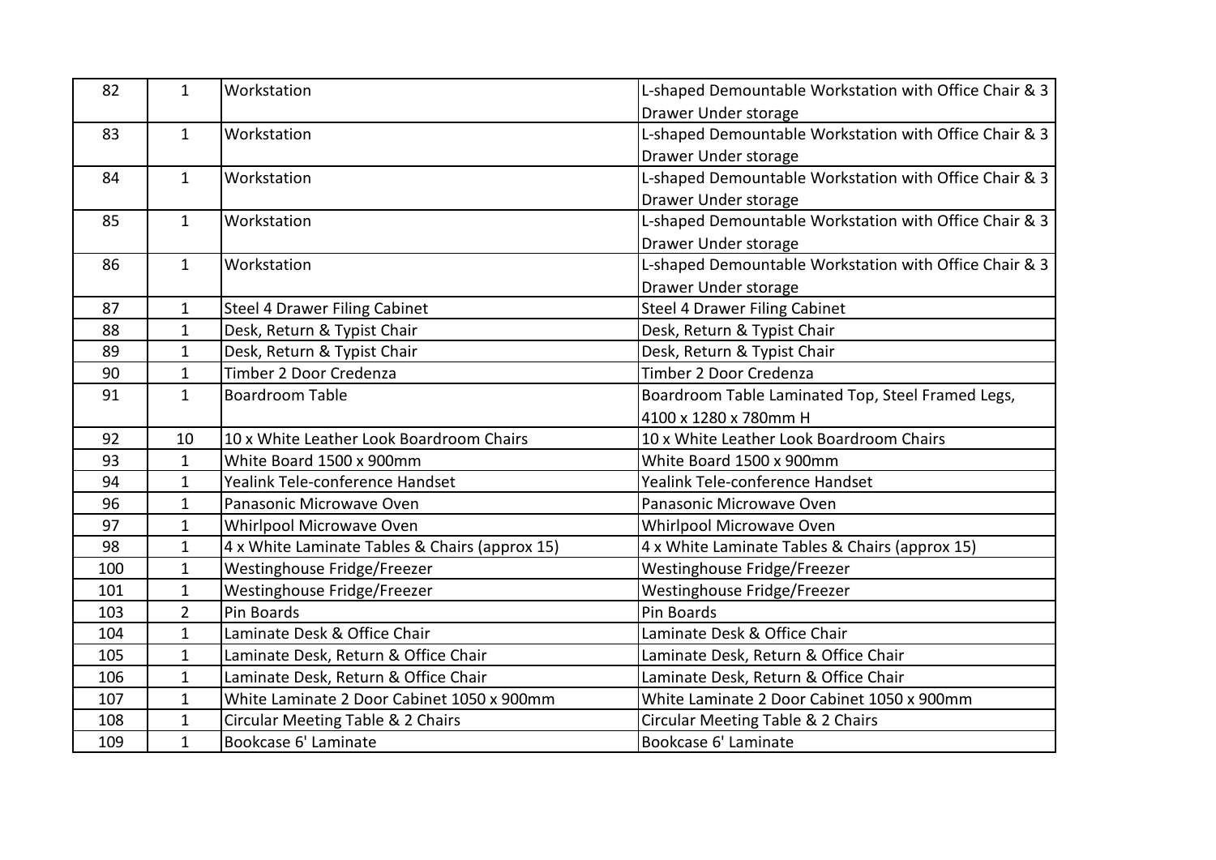| | | | |
|---|---|---|---|
| 82 | 1 | Workstation | L-shaped Demountable Workstation with Office Chair & 3 Drawer Under storage |
| 83 | 1 | Workstation | L-shaped Demountable Workstation with Office Chair & 3 Drawer Under storage |
| 84 | 1 | Workstation | L-shaped Demountable Workstation with Office Chair & 3 Drawer Under storage |
| 85 | 1 | Workstation | L-shaped Demountable Workstation with Office Chair & 3 Drawer Under storage |
| 86 | 1 | Workstation | L-shaped Demountable Workstation with Office Chair & 3 Drawer Under storage |
| 87 | 1 | Steel 4 Drawer Filing Cabinet | Steel 4 Drawer Filing Cabinet |
| 88 | 1 | Desk, Return & Typist Chair | Desk, Return & Typist Chair |
| 89 | 1 | Desk, Return & Typist Chair | Desk, Return & Typist Chair |
| 90 | 1 | Timber 2 Door Credenza | Timber 2 Door Credenza |
| 91 | 1 | Boardroom Table | Boardroom Table Laminated Top, Steel Framed Legs, 4100 x 1280 x 780mm H |
| 92 | 10 | 10 x White Leather Look Boardroom Chairs | 10 x White Leather Look Boardroom Chairs |
| 93 | 1 | White Board 1500 x 900mm | White Board 1500 x 900mm |
| 94 | 1 | Yealink Tele-conference Handset | Yealink Tele-conference Handset |
| 96 | 1 | Panasonic Microwave Oven | Panasonic Microwave Oven |
| 97 | 1 | Whirlpool Microwave Oven | Whirlpool Microwave Oven |
| 98 | 1 | 4 x White Laminate Tables & Chairs (approx 15) | 4 x White Laminate Tables & Chairs (approx 15) |
| 100 | 1 | Westinghouse Fridge/Freezer | Westinghouse Fridge/Freezer |
| 101 | 1 | Westinghouse Fridge/Freezer | Westinghouse Fridge/Freezer |
| 103 | 2 | Pin Boards | Pin Boards |
| 104 | 1 | Laminate Desk & Office Chair | Laminate Desk & Office Chair |
| 105 | 1 | Laminate Desk, Return & Office Chair | Laminate Desk, Return & Office Chair |
| 106 | 1 | Laminate Desk, Return & Office Chair | Laminate Desk, Return & Office Chair |
| 107 | 1 | White Laminate 2 Door Cabinet 1050 x 900mm | White Laminate 2 Door Cabinet 1050 x 900mm |
| 108 | 1 | Circular Meeting Table & 2 Chairs | Circular Meeting Table & 2 Chairs |
| 109 | 1 | Bookcase 6' Laminate | Bookcase 6' Laminate |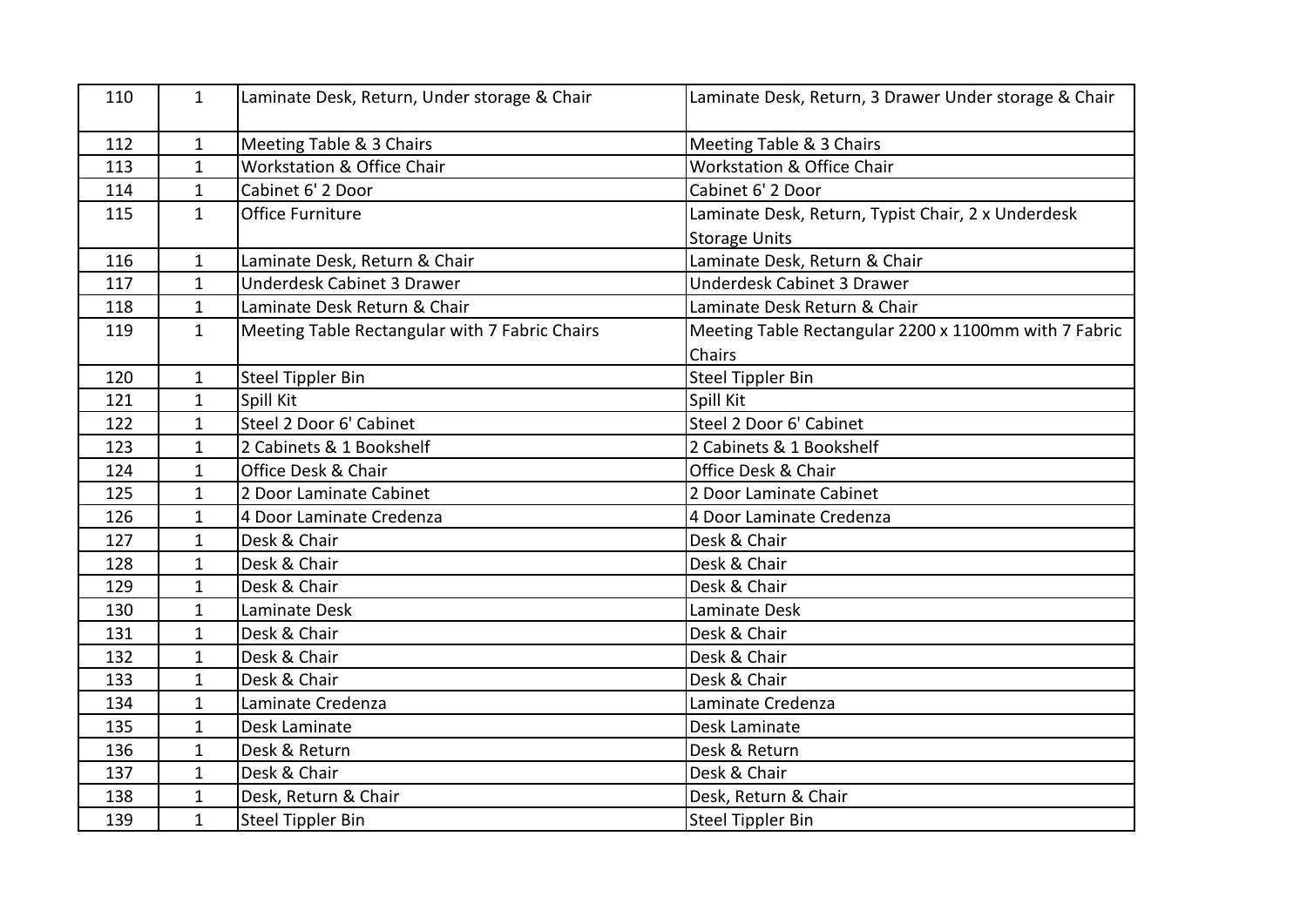| 110 | 1 | Laminate Desk, Return, Under storage & Chair | Laminate Desk, Return, 3 Drawer Under storage & Chair |
|---|---|---|---|
| 112 | 1 | Meeting Table & 3 Chairs | Meeting Table & 3 Chairs |
| 113 | 1 | Workstation & Office Chair | Workstation & Office Chair |
| 114 | 1 | Cabinet 6' 2 Door | Cabinet 6' 2 Door |
| 115 | 1 | Office Furniture | Laminate Desk, Return, Typist Chair, 2 x Underdesk Storage Units |
| 116 | 1 | Laminate Desk, Return & Chair | Laminate Desk, Return & Chair |
| 117 | 1 | Underdesk Cabinet 3 Drawer | Underdesk Cabinet 3 Drawer |
| 118 | 1 | Laminate Desk Return & Chair | Laminate Desk Return & Chair |
| 119 | 1 | Meeting Table Rectangular with 7 Fabric Chairs | Meeting Table Rectangular 2200 x 1100mm with 7 Fabric Chairs |
| 120 | 1 | Steel Tippler Bin | Steel Tippler Bin |
| 121 | 1 | Spill Kit | Spill Kit |
| 122 | 1 | Steel 2 Door 6' Cabinet | Steel 2 Door 6' Cabinet |
| 123 | 1 | 2 Cabinets & 1 Bookshelf | 2 Cabinets & 1 Bookshelf |
| 124 | 1 | Office Desk & Chair | Office Desk & Chair |
| 125 | 1 | 2 Door Laminate Cabinet | 2 Door Laminate Cabinet |
| 126 | 1 | 4 Door Laminate Credenza | 4 Door Laminate Credenza |
| 127 | 1 | Desk & Chair | Desk & Chair |
| 128 | 1 | Desk & Chair | Desk & Chair |
| 129 | 1 | Desk & Chair | Desk & Chair |
| 130 | 1 | Laminate Desk | Laminate Desk |
| 131 | 1 | Desk & Chair | Desk & Chair |
| 132 | 1 | Desk & Chair | Desk & Chair |
| 133 | 1 | Desk & Chair | Desk & Chair |
| 134 | 1 | Laminate Credenza | Laminate Credenza |
| 135 | 1 | Desk Laminate | Desk Laminate |
| 136 | 1 | Desk & Return | Desk & Return |
| 137 | 1 | Desk & Chair | Desk & Chair |
| 138 | 1 | Desk, Return & Chair | Desk, Return & Chair |
| 139 | 1 | Steel Tippler Bin | Steel Tippler Bin |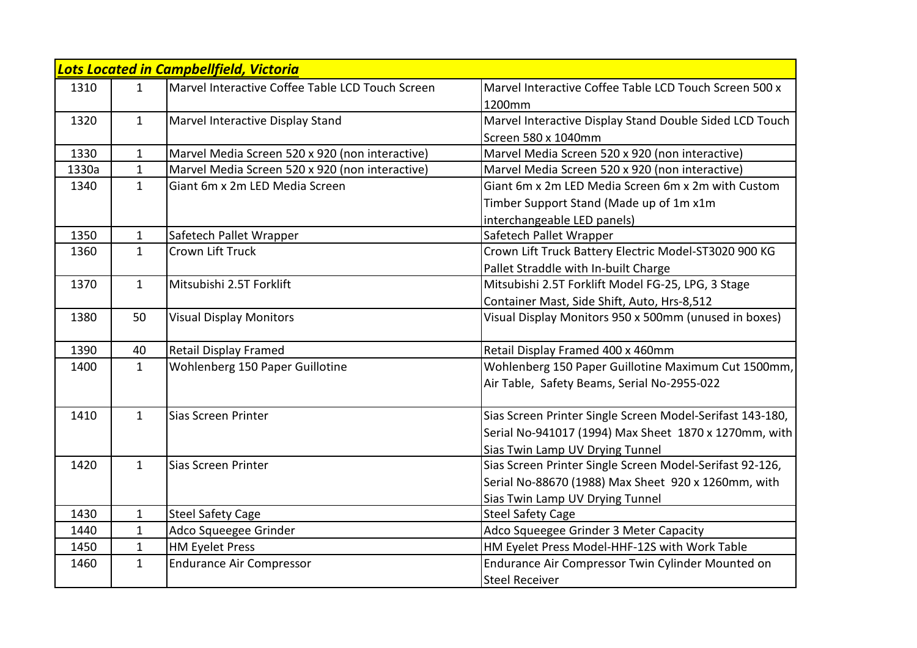| ***Lots Located in Campbellfield, Victoria*** | | | |
| --- | --- | --- | --- |
| 1310 | 1 | Marvel Interactive Coffee Table LCD Touch Screen | Marvel Interactive Coffee Table LCD Touch Screen 500 x 1200mm |
| 1320 | 1 | Marvel Interactive Display Stand | Marvel Interactive Display Stand Double Sided LCD Touch Screen 580 x 1040mm |
| 1330 | 1 | Marvel Media Screen 520 x 920 (non interactive) | Marvel Media Screen 520 x 920 (non interactive) |
| 1330a | 1 | Marvel Media Screen 520 x 920 (non interactive) | Marvel Media Screen 520 x 920 (non interactive) |
| 1340 | 1 | Giant 6m x 2m LED Media Screen | Giant 6m x 2m LED Media Screen 6m x 2m with Custom Timber Support Stand (Made up of 1m x1m interchangeable LED panels) |
| 1350 | 1 | Safetech Pallet Wrapper | Safetech Pallet Wrapper |
| 1360 | 1 | Crown Lift Truck | Crown Lift Truck Battery Electric Model-ST3020 900 KG Pallet Straddle with In-built Charge |
| 1370 | 1 | Mitsubishi 2.5T Forklift | Mitsubishi 2.5T Forklift Model FG-25, LPG, 3 Stage Container Mast, Side Shift, Auto, Hrs-8,512 |
| 1380 | 50 | Visual Display Monitors | Visual Display Monitors 950 x 500mm (unused in boxes) |
| 1390 | 40 | Retail Display Framed | Retail Display Framed 400 x 460mm |
| 1400 | 1 | Wohlenberg 150 Paper Guillotine | Wohlenberg 150 Paper Guillotine Maximum Cut 1500mm, Air Table, Safety Beams, Serial No-2955-022 |
| 1410 | 1 | Sias Screen Printer | Sias Screen Printer Single Screen Model-Serifast 143-180, Serial No-941017 (1994) Max Sheet 1870 x 1270mm, with Sias Twin Lamp UV Drying Tunnel |
| 1420 | 1 | Sias Screen Printer | Sias Screen Printer Single Screen Model-Serifast 92-126, Serial No-88670 (1988) Max Sheet 920 x 1260mm, with Sias Twin Lamp UV Drying Tunnel |
| 1430 | 1 | Steel Safety Cage | Steel Safety Cage |
| 1440 | 1 | Adco Squeegee Grinder | Adco Squeegee Grinder 3 Meter Capacity |
| 1450 | 1 | HM Eyelet Press | HM Eyelet Press Model-HHF-12S with Work Table |
| 1460 | 1 | Endurance Air Compressor | Endurance Air Compressor Twin Cylinder Mounted on Steel Receiver |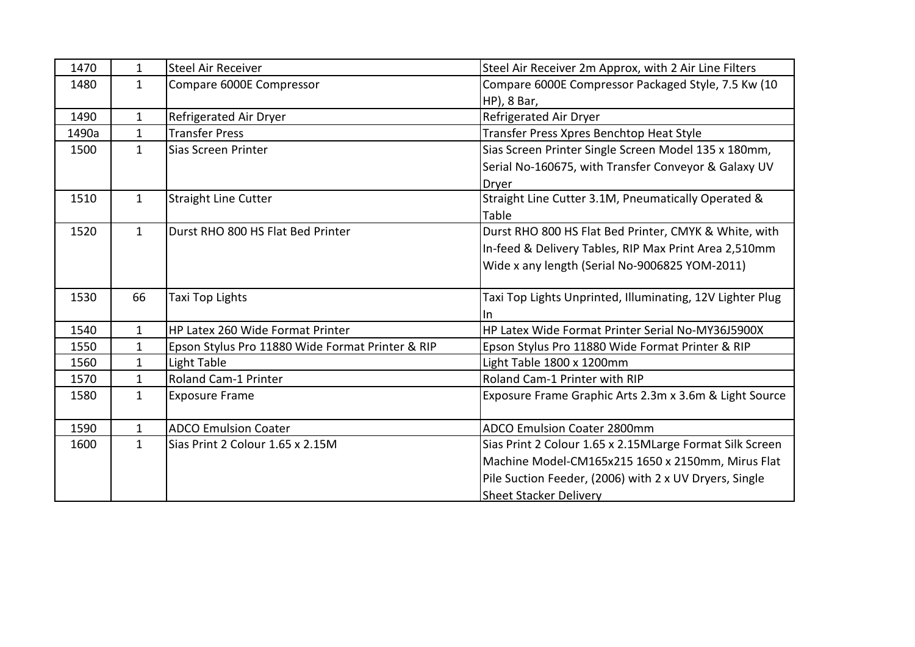| | | | |
|---|---|---|---|
| 1470 | 1 | Steel Air Receiver | Steel Air Receiver 2m Approx, with 2 Air Line Filters |
| 1480 | 1 | Compare 6000E Compressor | Compare 6000E Compressor Packaged Style, 7.5 Kw (10 HP), 8 Bar, |
| 1490 | 1 | Refrigerated Air Dryer | Refrigerated Air Dryer |
| 1490a | 1 | Transfer Press | Transfer Press Xpres Benchtop Heat Style |
| 1500 | 1 | Sias Screen Printer | Sias Screen Printer Single Screen Model 135 x 180mm, Serial No-160675, with Transfer Conveyor & Galaxy UV Dryer |
| 1510 | 1 | Straight Line Cutter | Straight Line Cutter 3.1M, Pneumatically Operated & Table |
| 1520 | 1 | Durst RHO 800 HS Flat Bed Printer | Durst RHO 800 HS Flat Bed Printer, CMYK & White, with In-feed & Delivery Tables, RIP Max Print Area 2,510mm Wide x any length (Serial No-9006825 YOM-2011) |
| 1530 | 66 | Taxi Top Lights | Taxi Top Lights Unprinted, Illuminating, 12V Lighter Plug In |
| 1540 | 1 | HP Latex 260 Wide Format Printer | HP Latex Wide Format Printer Serial No-MY36J5900X |
| 1550 | 1 | Epson Stylus Pro 11880 Wide Format Printer & RIP | Epson Stylus Pro 11880 Wide Format Printer & RIP |
| 1560 | 1 | Light Table | Light Table 1800 x 1200mm |
| 1570 | 1 | Roland Cam-1 Printer | Roland Cam-1 Printer with RIP |
| 1580 | 1 | Exposure Frame | Exposure Frame Graphic Arts 2.3m x 3.6m & Light Source |
| 1590 | 1 | ADCO Emulsion Coater | ADCO Emulsion Coater 2800mm |
| 1600 | 1 | Sias Print 2 Colour 1.65 x 2.15M | Sias Print 2 Colour 1.65 x 2.15MLarge Format Silk Screen Machine Model-CM165x215 1650 x 2150mm, Mirus Flat Pile Suction Feeder, (2006) with 2 x UV Dryers, Single Sheet Stacker Delivery |